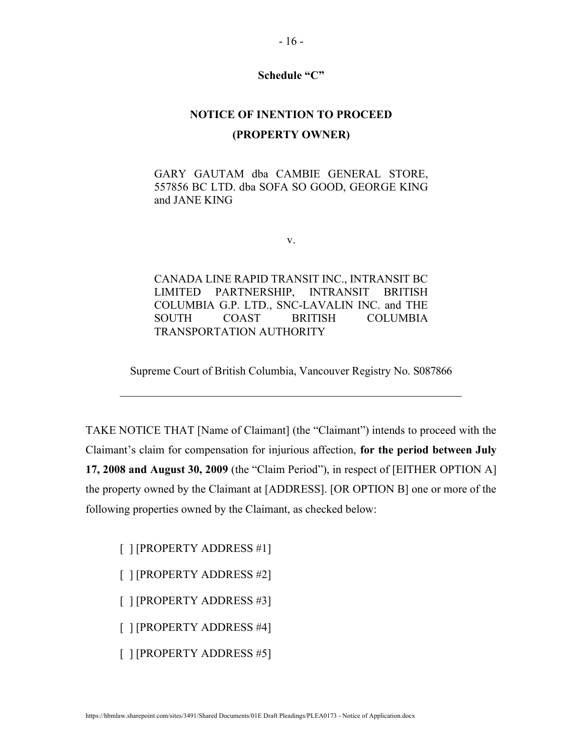**Schedule “C”**

**NOTICE OF INENTION TO PROCEED**

**(PROPERTY OWNER)**

GARY GAUTAM dba CAMBIE GENERAL STORE, 557856 BC LTD. dba SOFA SO GOOD, GEORGE KING and JANE KING

v.

CANADA LINE RAPID TRANSIT INC., INTRANSIT BC LIMITED PARTNERSHIP, INTRANSIT BRITISH COLUMBIA G.P. LTD., SNC-LAVALIN INC. and THE SOUTH COAST BRITISH COLUMBIA TRANSPORTATION AUTHORITY

Supreme Court of British Columbia, Vancouver Registry No. S087866

---

TAKE NOTICE THAT [Name of Claimant] (the “Claimant”) intends to proceed with the Claimant’s claim for compensation for injurious affection, **for the period between July 17, 2008 and August 30, 2009** (the “Claim Period”), in respect of [EITHER OPTION A] the property owned by the Claimant at [ADDRESS]. [OR OPTION B] one or more of the following properties owned by the Claimant, as checked below:

[ ] [PROPERTY ADDRESS #1]

[ ] [PROPERTY ADDRESS #2]

[ ] [PROPERTY ADDRESS #3]

[ ] [PROPERTY ADDRESS #4]

[ ] [PROPERTY ADDRESS #5]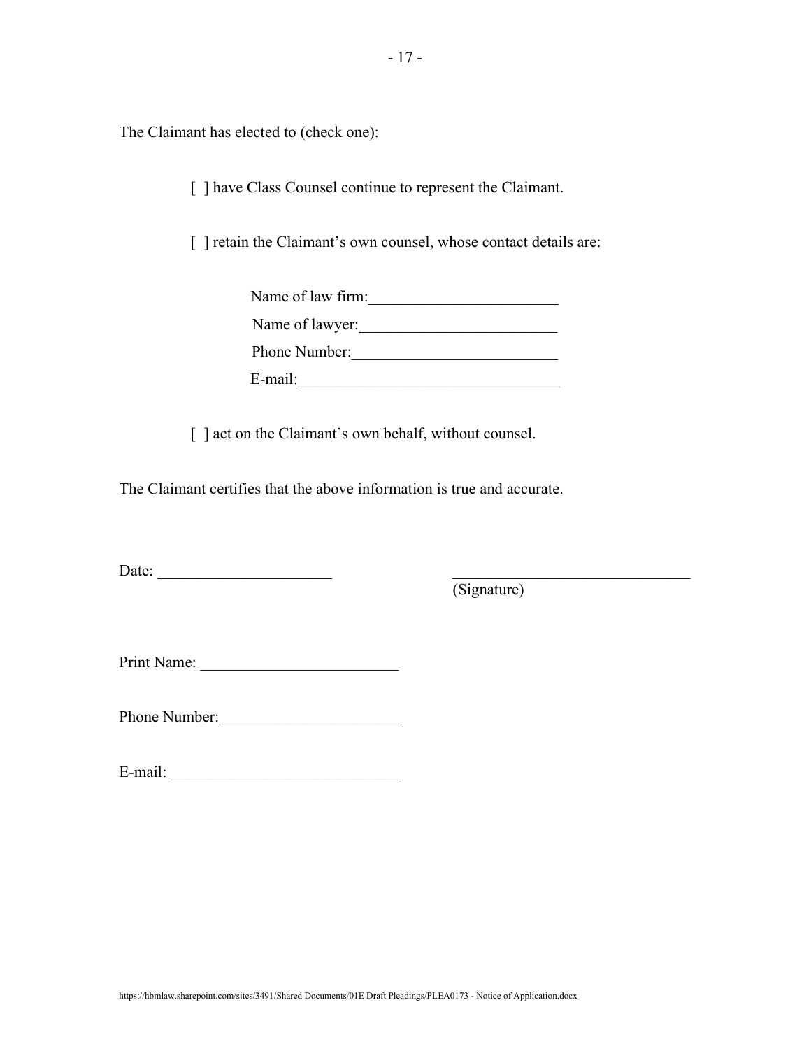The Claimant has elected to (check one):

[ ] have Class Counsel continue to represent the Claimant.

[ ] retain the Claimant's own counsel, whose contact details are:

Name of law firm:________________________

Name of lawyer:_________________________

Phone Number:__________________________

E-mail:_________________________________

[ ] act on the Claimant's own behalf, without counsel.

The Claimant certifies that the above information is true and accurate.

Date: ______________________

_______________________________
(Signature)

Print Name: ________________________

Phone Number:_______________________

E-mail: _____________________________

https://hbmlaw.sharepoint.com/sites/3491/Shared Documents/01E Draft Pleadings/PLEA0173 - Notice of Application.docx